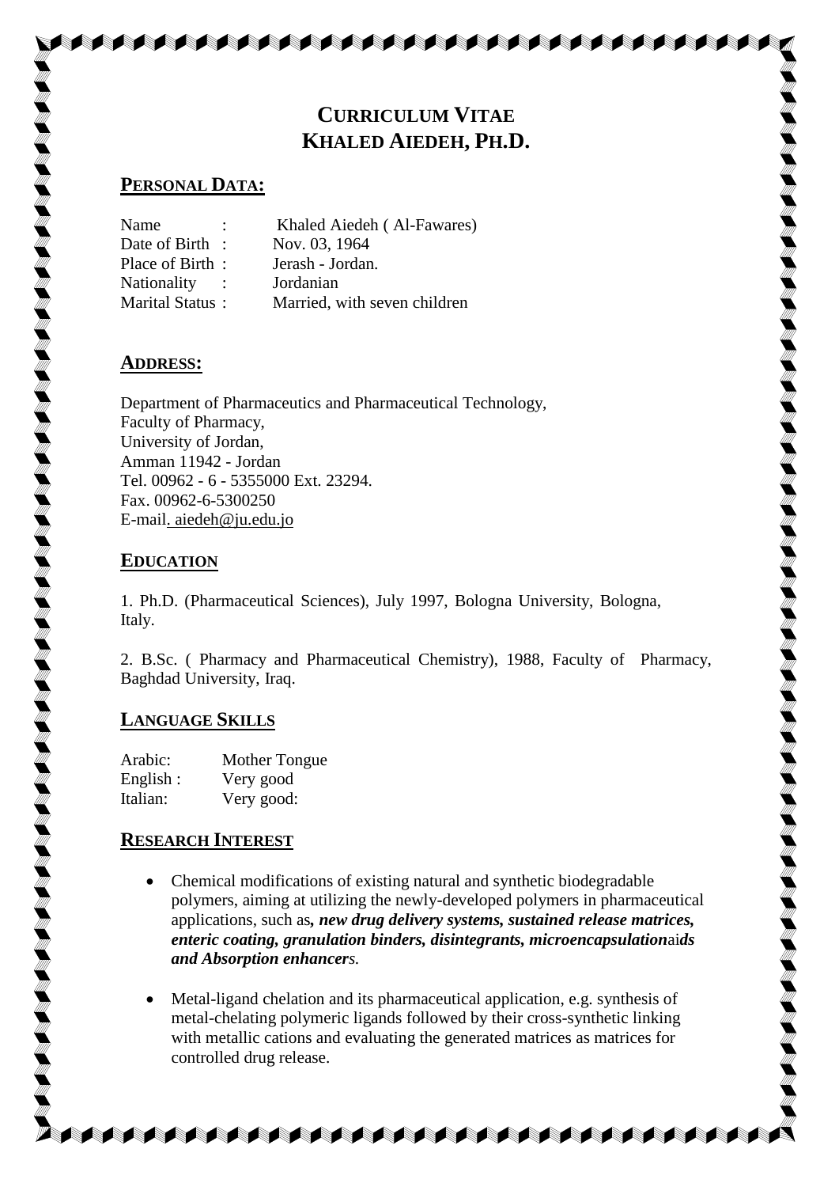# CURRICULUM VITAE
# KHALED AIEDEH, PH.D.

## PERSONAL DATA:

| | |
|---|---|
| Name : | Khaled Aiedeh ( Al-Fawares) |
| Date of Birth : | Nov. 03, 1964 |
| Place of Birth : | Jerash - Jordan. |
| Nationality : | Jordanian |
| Marital Status : | Married, with seven children |

## ADDRESS:

Department of Pharmaceutics and Pharmaceutical Technology,
Faculty of Pharmacy,
University of Jordan,
Amman 11942 - Jordan
Tel. 00962 - 6 - 5355000 Ext. 23294.
Fax. 00962-6-5300250
E-mail. aiedeh@ju.edu.jo

## EDUCATION

1. Ph.D. (Pharmaceutical Sciences), July 1997, Bologna University, Bologna, Italy.

2. B.Sc. ( Pharmacy and Pharmaceutical Chemistry), 1988, Faculty of Pharmacy, Baghdad University, Iraq.

## LANGUAGE SKILLS

| | |
|---|---|
| Arabic: | Mother Tongue |
| English : | Very good |
| Italian: | Very good: |

## RESEARCH INTEREST

- Chemical modifications of existing natural and synthetic biodegradable polymers, aiming at utilizing the newly-developed polymers in pharmaceutical applications, such as*, new drug delivery systems, sustained release matrices, enteric coating, granulation binders, disintegrants, microencapsulation*ai*ds and Absorption enhancers.*

- Metal-ligand chelation and its pharmaceutical application, e.g. synthesis of metal-chelating polymeric ligands followed by their cross-synthetic linking with metallic cations and evaluating the generated matrices as matrices for controlled drug release.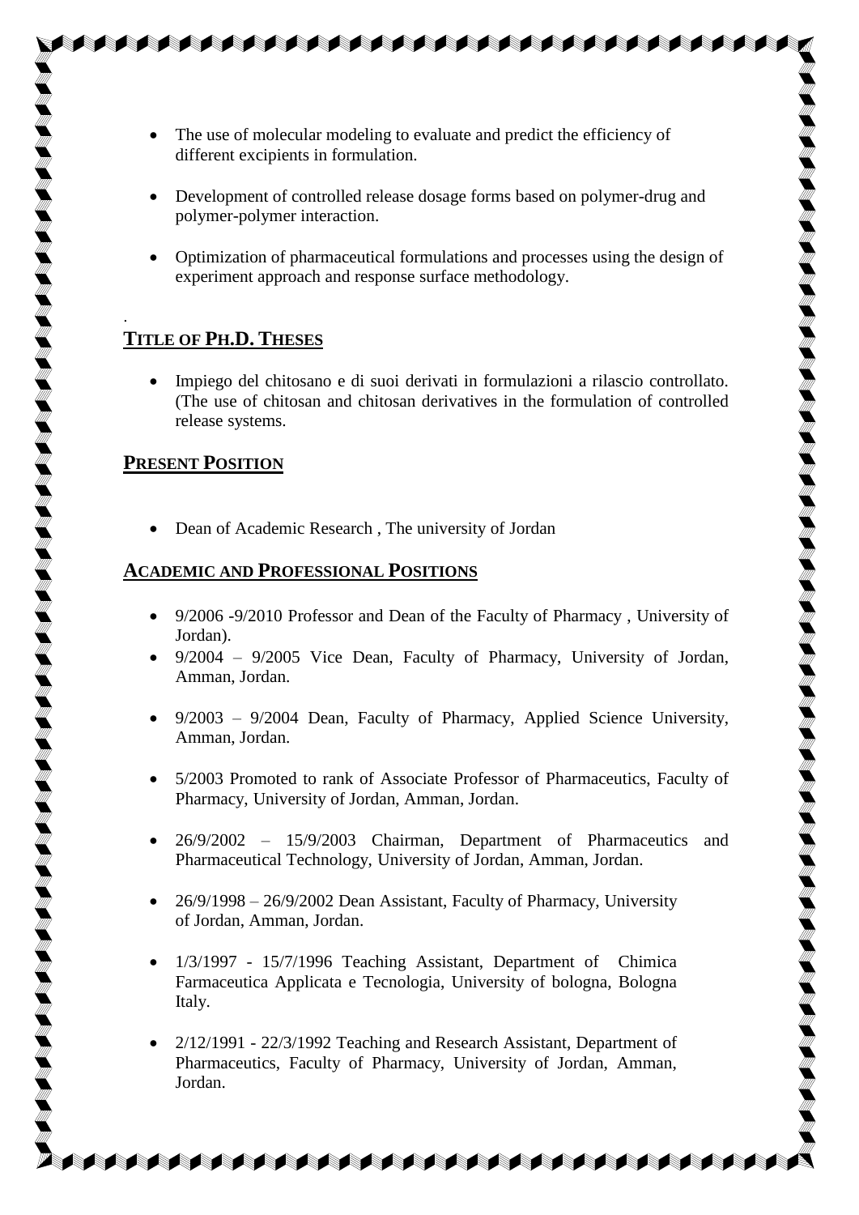- The use of molecular modeling to evaluate and predict the efficiency of different excipients in formulation.

- Development of controlled release dosage forms based on polymer-drug and polymer-polymer interaction.

- Optimization of pharmaceutical formulations and processes using the design of experiment approach and response surface methodology.

.

## TITLE OF PH.D. THESES

- Impiego del chitosano e di suoi derivati in formulazioni a rilascio controllato. (The use of chitosan and chitosan derivatives in the formulation of controlled release systems.

## PRESENT POSITION

- Dean of Academic Research , The university of Jordan

## ACADEMIC AND PROFESSIONAL POSITIONS

- 9/2006 -9/2010 Professor and Dean of the Faculty of Pharmacy , University of Jordan).
- 9/2004 – 9/2005 Vice Dean, Faculty of Pharmacy, University of Jordan, Amman, Jordan.

- 9/2003 – 9/2004 Dean, Faculty of Pharmacy, Applied Science University, Amman, Jordan.

- 5/2003 Promoted to rank of Associate Professor of Pharmaceutics, Faculty of Pharmacy, University of Jordan, Amman, Jordan.

- 26/9/2002 – 15/9/2003 Chairman, Department of Pharmaceutics and Pharmaceutical Technology, University of Jordan, Amman, Jordan.

- 26/9/1998 – 26/9/2002 Dean Assistant, Faculty of Pharmacy, University of Jordan, Amman, Jordan.

- 1/3/1997 - 15/7/1996 Teaching Assistant, Department of Chimica Farmaceutica Applicata e Tecnologia, University of bologna, Bologna Italy.

- 2/12/1991 - 22/3/1992 Teaching and Research Assistant, Department of Pharmaceutics, Faculty of Pharmacy, University of Jordan, Amman, Jordan.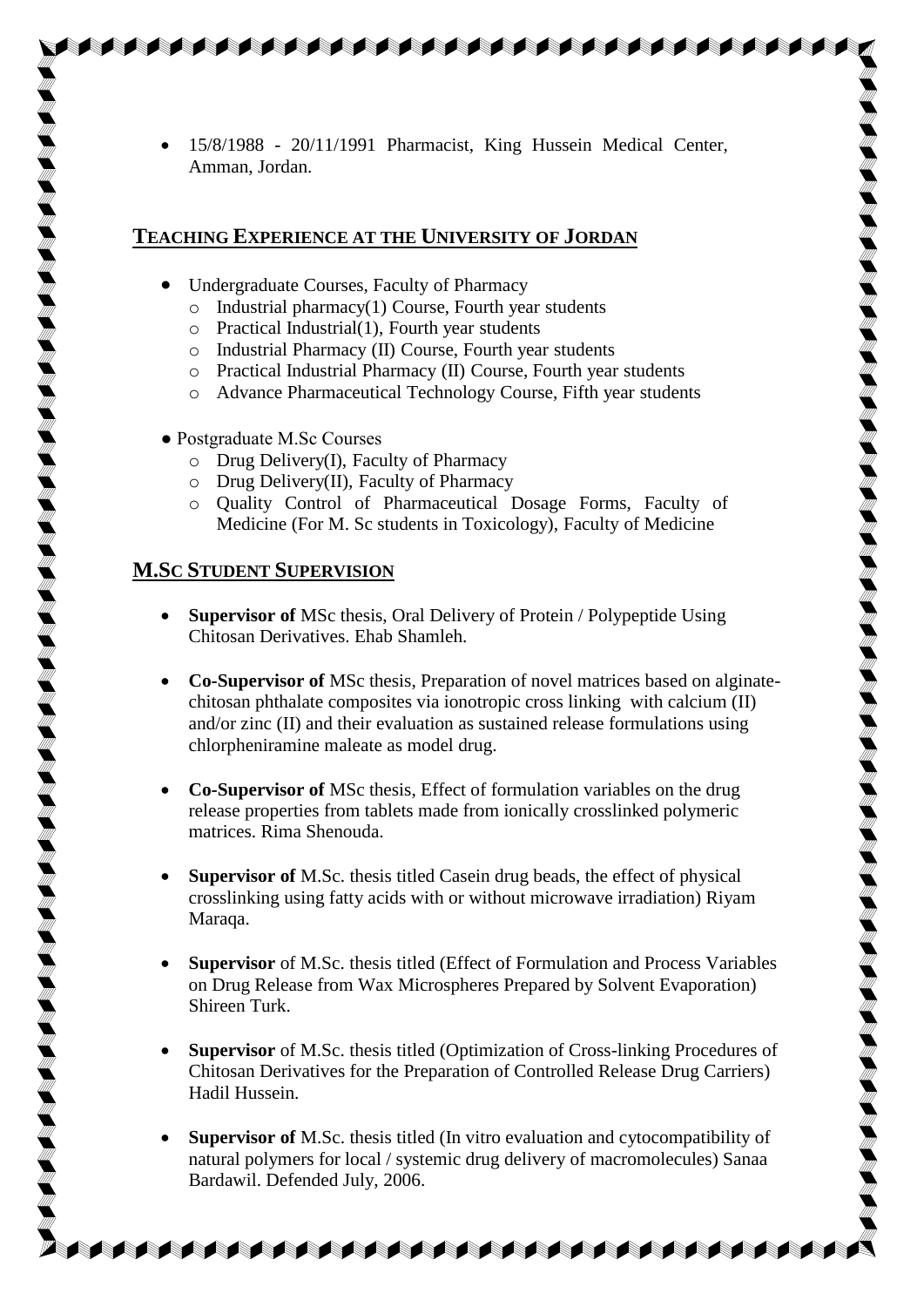- 15/8/1988 - 20/11/1991 Pharmacist, King Hussein Medical Center, Amman, Jordan.

## TEACHING EXPERIENCE AT THE UNIVERSITY OF JORDAN

- Undergraduate Courses, Faculty of Pharmacy
  - Industrial pharmacy(1) Course, Fourth year students
  - Practical Industrial(1), Fourth year students
  - Industrial Pharmacy (II) Course, Fourth year students
  - Practical Industrial Pharmacy (II) Course, Fourth year students
  - Advance Pharmaceutical Technology Course, Fifth year students

- Postgraduate M.Sc Courses
  - Drug Delivery(I), Faculty of Pharmacy
  - Drug Delivery(II), Faculty of Pharmacy
  - Quality Control of Pharmaceutical Dosage Forms, Faculty of Medicine (For M. Sc students in Toxicology), Faculty of Medicine

## M.SC STUDENT SUPERVISION

- **Supervisor of** MSc thesis, Oral Delivery of Protein / Polypeptide Using Chitosan Derivatives. Ehab Shamleh.

- **Co-Supervisor of** MSc thesis, Preparation of novel matrices based on alginate-chitosan phthalate composites via ionotropic cross linking with calcium (II) and/or zinc (II) and their evaluation as sustained release formulations using chlorpheniramine maleate as model drug.

- **Co-Supervisor of** MSc thesis, Effect of formulation variables on the drug release properties from tablets made from ionically crosslinked polymeric matrices. Rima Shenouda.

- **Supervisor of** M.Sc. thesis titled Casein drug beads, the effect of physical crosslinking using fatty acids with or without microwave irradiation) Riyam Maraqa.

- **Supervisor** of M.Sc. thesis titled (Effect of Formulation and Process Variables on Drug Release from Wax Microspheres Prepared by Solvent Evaporation) Shireen Turk.

- **Supervisor** of M.Sc. thesis titled (Optimization of Cross-linking Procedures of Chitosan Derivatives for the Preparation of Controlled Release Drug Carriers) Hadil Hussein.

- **Supervisor of** M.Sc. thesis titled (In vitro evaluation and cytocompatibility of natural polymers for local / systemic drug delivery of macromolecules) Sanaa Bardawil. Defended July, 2006.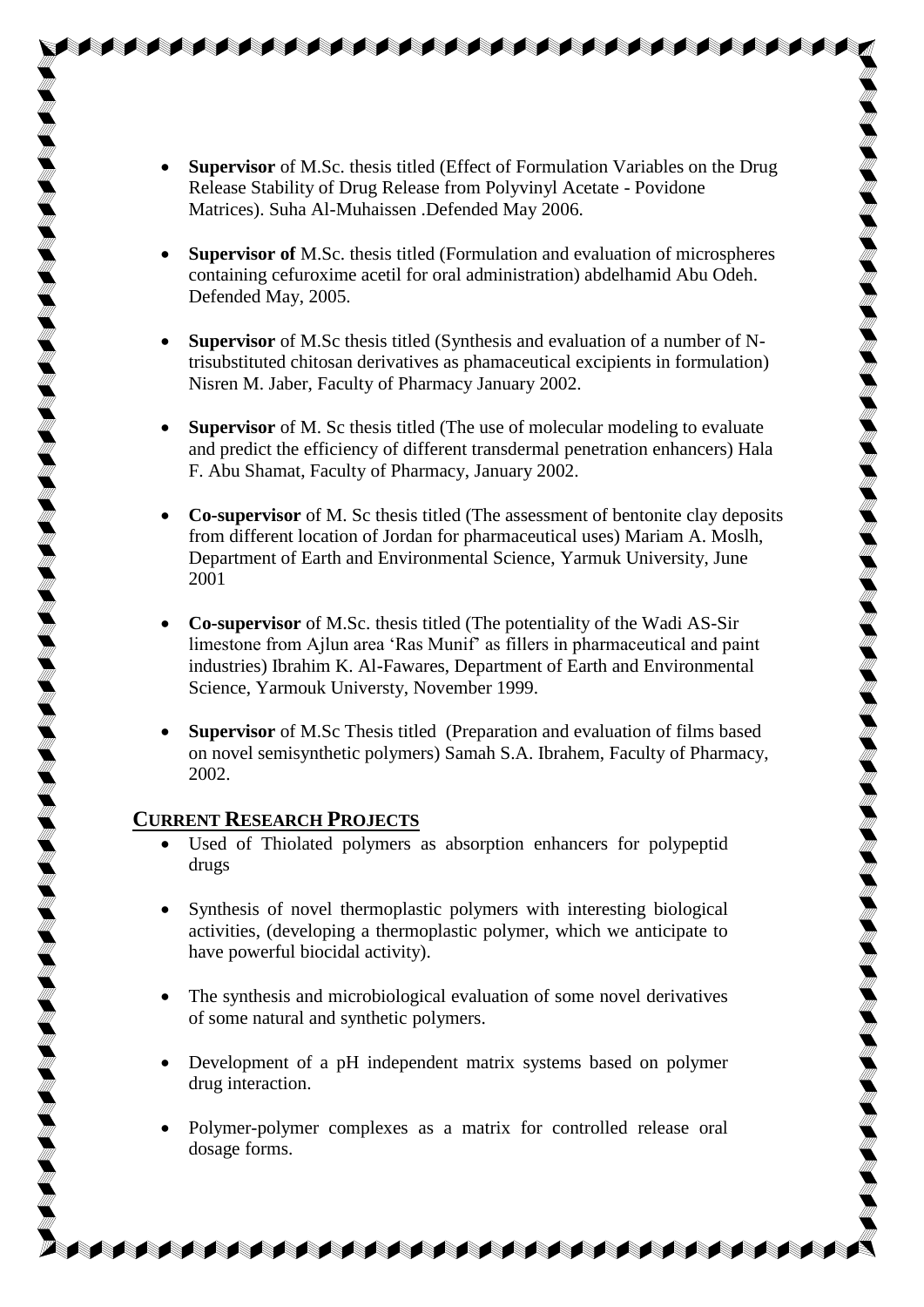- **Supervisor** of M.Sc. thesis titled (Effect of Formulation Variables on the Drug Release Stability of Drug Release from Polyvinyl Acetate - Povidone Matrices). Suha Al-Muhaissen .Defended May 2006.

- **Supervisor of** M.Sc. thesis titled (Formulation and evaluation of microspheres containing cefuroxime acetil for oral administration) abdelhamid Abu Odeh. Defended May, 2005.

- **Supervisor** of M.Sc thesis titled (Synthesis and evaluation of a number of N-trisubstituted chitosan derivatives as phamaceutical excipients in formulation) Nisren M. Jaber, Faculty of Pharmacy January 2002.

- **Supervisor** of M. Sc thesis titled (The use of molecular modeling to evaluate and predict the efficiency of different transdermal penetration enhancers) Hala F. Abu Shamat, Faculty of Pharmacy, January 2002.

- **Co-supervisor** of M. Sc thesis titled (The assessment of bentonite clay deposits from different location of Jordan for pharmaceutical uses) Mariam A. Moslh, Department of Earth and Environmental Science, Yarmuk University, June 2001

- **Co-supervisor** of M.Sc. thesis titled (The potentiality of the Wadi AS-Sir limestone from Ajlun area 'Ras Munif' as fillers in pharmaceutical and paint industries) Ibrahim K. Al-Fawares, Department of Earth and Environmental Science, Yarmouk Universty, November 1999.

- **Supervisor** of M.Sc Thesis titled (Preparation and evaluation of films based on novel semisynthetic polymers) Samah S.A. Ibrahem, Faculty of Pharmacy, 2002.

## CURRENT RESEARCH PROJECTS

- Used of Thiolated polymers as absorption enhancers for polypeptid drugs

- Synthesis of novel thermoplastic polymers with interesting biological activities, (developing a thermoplastic polymer, which we anticipate to have powerful biocidal activity).

- The synthesis and microbiological evaluation of some novel derivatives of some natural and synthetic polymers.

- Development of a pH independent matrix systems based on polymer drug interaction.

- Polymer-polymer complexes as a matrix for controlled release oral dosage forms.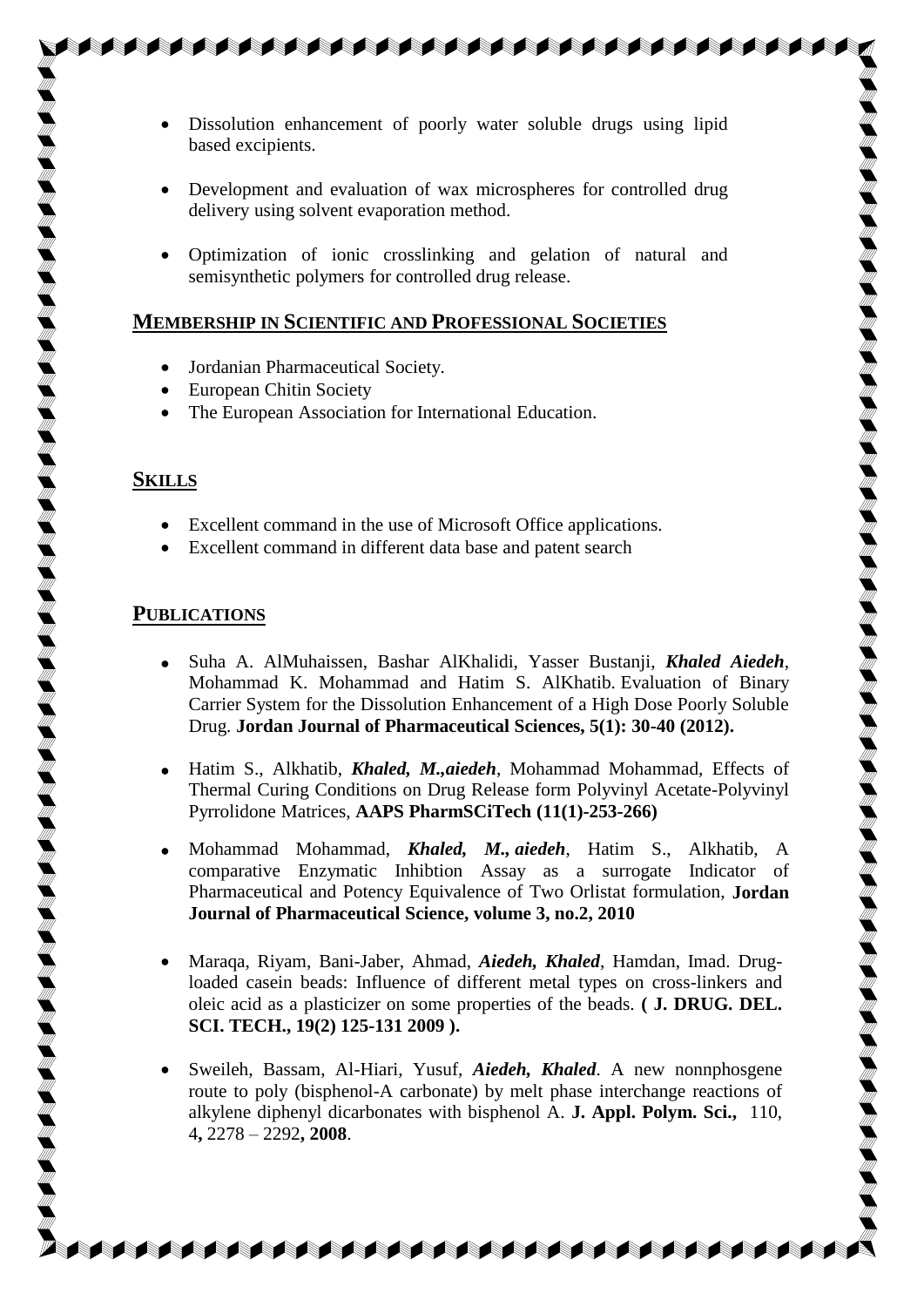- Dissolution enhancement of poorly water soluble drugs using lipid based excipients.

- Development and evaluation of wax microspheres for controlled drug delivery using solvent evaporation method.

- Optimization of ionic crosslinking and gelation of natural and semisynthetic polymers for controlled drug release.

## MEMBERSHIP IN SCIENTIFIC AND PROFESSIONAL SOCIETIES

- Jordanian Pharmaceutical Society.
- European Chitin Society
- The European Association for International Education.

## SKILLS

- Excellent command in the use of Microsoft Office applications.
- Excellent command in different data base and patent search

## PUBLICATIONS

- Suha A. AlMuhaissen, Bashar AlKhalidi, Yasser Bustanji, ***Khaled Aiedeh***, Mohammad K. Mohammad and Hatim S. AlKhatib. Evaluation of Binary Carrier System for the Dissolution Enhancement of a High Dose Poorly Soluble Drug. **Jordan Journal of Pharmaceutical Sciences, 5(1): 30-40 (2012).**

- Hatim S., Alkhatib, ***Khaled, M.,aiedeh***, Mohammad Mohammad, Effects of Thermal Curing Conditions on Drug Release form Polyvinyl Acetate-Polyvinyl Pyrrolidone Matrices, **AAPS PharmSCiTech (11(1)-253-266)**

- Mohammad Mohammad, ***Khaled, M., aiedeh***, Hatim S., Alkhatib, A comparative Enzymatic Inhibtion Assay as a surrogate Indicator of Pharmaceutical and Potency Equivalence of Two Orlistat formulation, **Jordan Journal of Pharmaceutical Science, volume 3, no.2, 2010**

- Maraqa, Riyam, Bani-Jaber, Ahmad, ***Aiedeh, Khaled***, Hamdan, Imad. Drug-loaded casein beads: Influence of different metal types on cross-linkers and oleic acid as a plasticizer on some properties of the beads. **( J. DRUG. DEL. SCI. TECH., 19(2) 125-131 2009 ).**

- Sweileh, Bassam, Al-Hiari, Yusuf, ***Aiedeh, Khaled***. A new nonnphosgene route to poly (bisphenol-A carbonate) by melt phase interchange reactions of alkylene diphenyl dicarbonates with bisphenol A. **J. Appl. Polym. Sci.,** 110, 4**,** 2278 – 2292**, 2008**.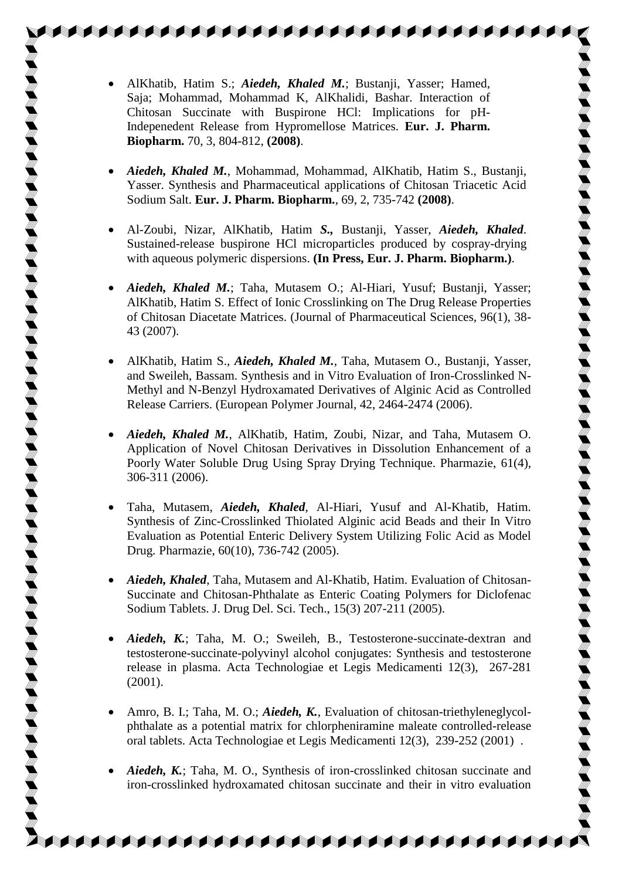- AlKhatib, Hatim S.; ***Aiedeh, Khaled M.***; Bustanji, Yasser; Hamed, Saja; Mohammad, Mohammad K, AlKhalidi, Bashar. Interaction of Chitosan Succinate with Buspirone HCl: Implications for pH-Indepenedent Release from Hypromellose Matrices. **Eur. J. Pharm. Biopharm.** 70, 3, 804-812, **(2008)**.

- ***Aiedeh, Khaled M.***, Mohammad, Mohammad, AlKhatib, Hatim S., Bustanji, Yasser. Synthesis and Pharmaceutical applications of Chitosan Triacetic Acid Sodium Salt. **Eur. J. Pharm. Biopharm.**, 69, 2, 735-742 **(2008)**.

- Al-Zoubi, Nizar, AlKhatib, Hatim ***S.,*** Bustanji, Yasser, ***Aiedeh, Khaled***. Sustained-release buspirone HCl microparticles produced by cospray-drying with aqueous polymeric dispersions. **(In Press, Eur. J. Pharm. Biopharm.)**.

- ***Aiedeh, Khaled M.***; Taha, Mutasem O.; Al-Hiari, Yusuf; Bustanji, Yasser; AlKhatib, Hatim S. Effect of Ionic Crosslinking on The Drug Release Properties of Chitosan Diacetate Matrices. (Journal of Pharmaceutical Sciences, 96(1), 38-43 (2007).

- AlKhatib, Hatim S., ***Aiedeh, Khaled M.***, Taha, Mutasem O., Bustanji, Yasser, and Sweileh, Bassam. Synthesis and in Vitro Evaluation of Iron-Crosslinked N-Methyl and N-Benzyl Hydroxamated Derivatives of Alginic Acid as Controlled Release Carriers. (European Polymer Journal, 42, 2464-2474 (2006).

- ***Aiedeh, Khaled M.***, AlKhatib, Hatim, Zoubi, Nizar, and Taha, Mutasem O. Application of Novel Chitosan Derivatives in Dissolution Enhancement of a Poorly Water Soluble Drug Using Spray Drying Technique. Pharmazie, 61(4), 306-311 (2006).

- Taha, Mutasem, ***Aiedeh, Khaled***, Al-Hiari, Yusuf and Al-Khatib, Hatim. Synthesis of Zinc-Crosslinked Thiolated Alginic acid Beads and their In Vitro Evaluation as Potential Enteric Delivery System Utilizing Folic Acid as Model Drug. Pharmazie, 60(10), 736-742 (2005).

- ***Aiedeh, Khaled***, Taha, Mutasem and Al-Khatib, Hatim. Evaluation of Chitosan-Succinate and Chitosan-Phthalate as Enteric Coating Polymers for Diclofenac Sodium Tablets. J. Drug Del. Sci. Tech., 15(3) 207-211 (2005).

- ***Aiedeh, K.***; Taha, M. O.; Sweileh, B., Testosterone-succinate-dextran and testosterone-succinate-polyvinyl alcohol conjugates: Synthesis and testosterone release in plasma. Acta Technologiae et Legis Medicamenti 12(3), 267-281 (2001).

- Amro, B. I.; Taha, M. O.; ***Aiedeh, K.***, Evaluation of chitosan-triethyleneglycol-phthalate as a potential matrix for chlorpheniramine maleate controlled-release oral tablets. Acta Technologiae et Legis Medicamenti 12(3), 239-252 (2001) .

- ***Aiedeh, K.***; Taha, M. O., Synthesis of iron-crosslinked chitosan succinate and iron-crosslinked hydroxamated chitosan succinate and their in vitro evaluation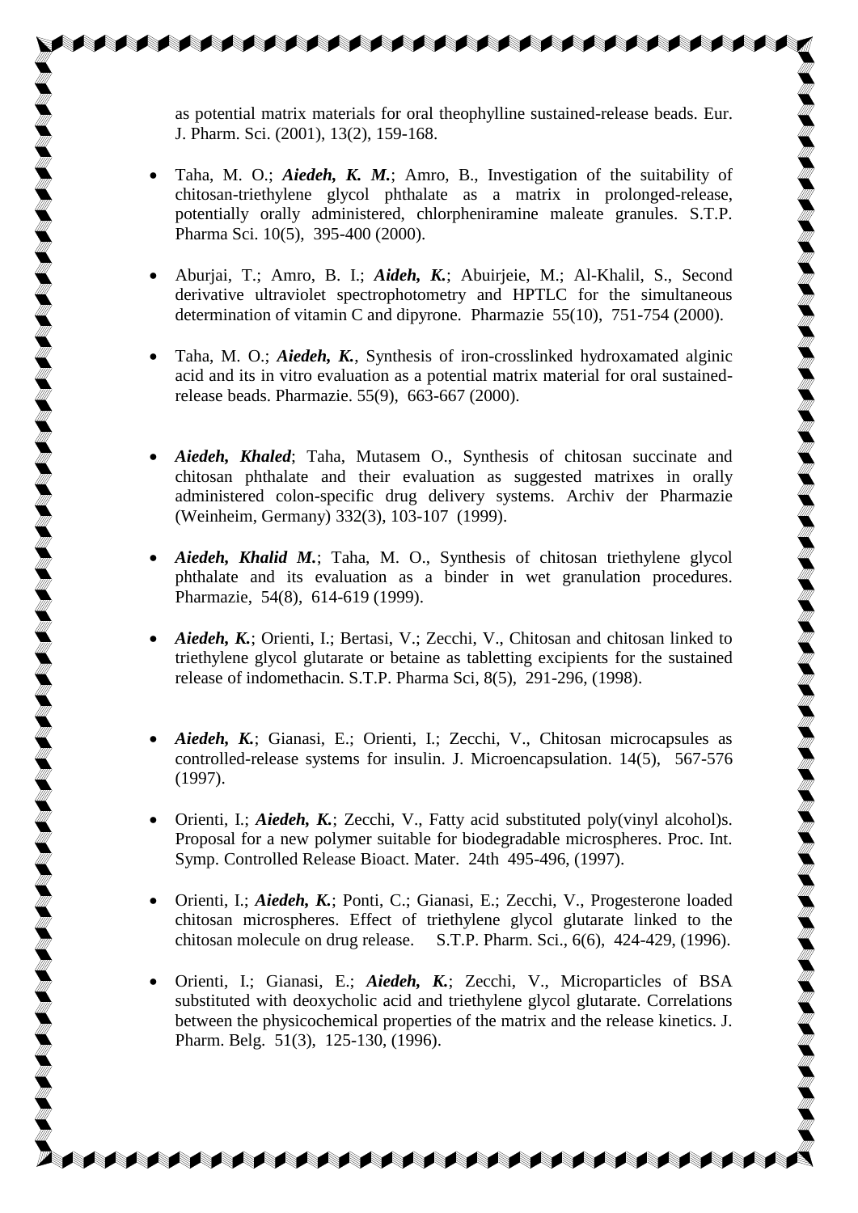as potential matrix materials for oral theophylline sustained-release beads. Eur. J. Pharm. Sci. (2001), 13(2), 159-168.

- Taha, M. O.; ***Aiedeh, K. M.***; Amro, B., Investigation of the suitability of chitosan-triethylene glycol phthalate as a matrix in prolonged-release, potentially orally administered, chlorpheniramine maleate granules. S.T.P. Pharma Sci. 10(5), 395-400 (2000).

- Aburjai, T.; Amro, B. I.; ***Aideh, K.***; Abuirjeie, M.; Al-Khalil, S., Second derivative ultraviolet spectrophotometry and HPTLC for the simultaneous determination of vitamin C and dipyrone. Pharmazie 55(10), 751-754 (2000).

- Taha, M. O.; ***Aiedeh, K.***, Synthesis of iron-crosslinked hydroxamated alginic acid and its in vitro evaluation as a potential matrix material for oral sustained-release beads. Pharmazie. 55(9), 663-667 (2000).

- ***Aiedeh, Khaled***; Taha, Mutasem O., Synthesis of chitosan succinate and chitosan phthalate and their evaluation as suggested matrixes in orally administered colon-specific drug delivery systems. Archiv der Pharmazie (Weinheim, Germany) 332(3), 103-107 (1999).

- ***Aiedeh, Khalid M.***; Taha, M. O., Synthesis of chitosan triethylene glycol phthalate and its evaluation as a binder in wet granulation procedures. Pharmazie, 54(8), 614-619 (1999).

- ***Aiedeh, K.***; Orienti, I.; Bertasi, V.; Zecchi, V., Chitosan and chitosan linked to triethylene glycol glutarate or betaine as tabletting excipients for the sustained release of indomethacin. S.T.P. Pharma Sci, 8(5), 291-296, (1998).

- ***Aiedeh, K.***; Gianasi, E.; Orienti, I.; Zecchi, V., Chitosan microcapsules as controlled-release systems for insulin. J. Microencapsulation. 14(5), 567-576 (1997).

- Orienti, I.; ***Aiedeh, K.***; Zecchi, V., Fatty acid substituted poly(vinyl alcohol)s. Proposal for a new polymer suitable for biodegradable microspheres. Proc. Int. Symp. Controlled Release Bioact. Mater. 24th 495-496, (1997).

- Orienti, I.; ***Aiedeh, K.***; Ponti, C.; Gianasi, E.; Zecchi, V., Progesterone loaded chitosan microspheres. Effect of triethylene glycol glutarate linked to the chitosan molecule on drug release. S.T.P. Pharm. Sci., 6(6), 424-429, (1996).

- Orienti, I.; Gianasi, E.; ***Aiedeh, K.***; Zecchi, V., Microparticles of BSA substituted with deoxycholic acid and triethylene glycol glutarate. Correlations between the physicochemical properties of the matrix and the release kinetics. J. Pharm. Belg. 51(3), 125-130, (1996).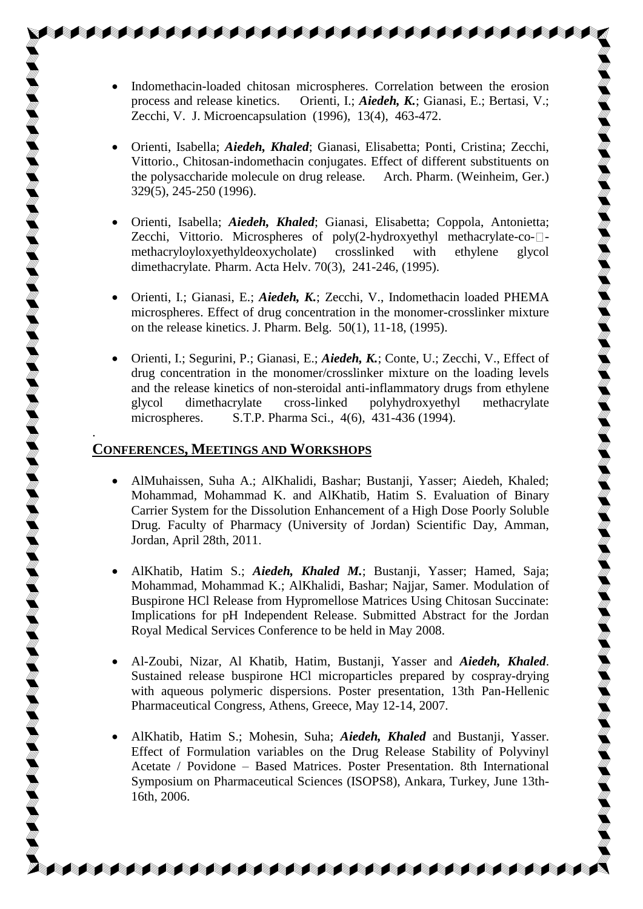- Indomethacin-loaded chitosan microspheres. Correlation between the erosion process and release kinetics. Orienti, I.; ***Aiedeh, K.***; Gianasi, E.; Bertasi, V.; Zecchi, V. J. Microencapsulation (1996), 13(4), 463-472.

- Orienti, Isabella; ***Aiedeh, Khaled***; Gianasi, Elisabetta; Ponti, Cristina; Zecchi, Vittorio., Chitosan-indomethacin conjugates. Effect of different substituents on the polysaccharide molecule on drug release. Arch. Pharm. (Weinheim, Ger.) 329(5), 245-250 (1996).

- Orienti, Isabella; ***Aiedeh, Khaled***; Gianasi, Elisabetta; Coppola, Antonietta; Zecchi, Vittorio. Microspheres of poly(2-hydroxyethyl methacrylate-co-□-methacryloyloxyethyldeoxycholate) crosslinked with ethylene glycol dimethacrylate. Pharm. Acta Helv. 70(3), 241-246, (1995).

- Orienti, I.; Gianasi, E.; ***Aiedeh, K.***; Zecchi, V., Indomethacin loaded PHEMA microspheres. Effect of drug concentration in the monomer-crosslinker mixture on the release kinetics. J. Pharm. Belg. 50(1), 11-18, (1995).

- Orienti, I.; Segurini, P.; Gianasi, E.; ***Aiedeh, K.***; Conte, U.; Zecchi, V., Effect of drug concentration in the monomer/crosslinker mixture on the loading levels and the release kinetics of non-steroidal anti-inflammatory drugs from ethylene glycol dimethacrylate cross-linked polyhydroxyethyl methacrylate microspheres. S.T.P. Pharma Sci., 4(6), 431-436 (1994).

## CONFERENCES, MEETINGS AND WORKSHOPS

- AlMuhaissen, Suha A.; AlKhalidi, Bashar; Bustanji, Yasser; Aiedeh, Khaled; Mohammad, Mohammad K. and AlKhatib, Hatim S. Evaluation of Binary Carrier System for the Dissolution Enhancement of a High Dose Poorly Soluble Drug. Faculty of Pharmacy (University of Jordan) Scientific Day, Amman, Jordan, April 28th, 2011.

- AlKhatib, Hatim S.; ***Aiedeh, Khaled M.***; Bustanji, Yasser; Hamed, Saja; Mohammad, Mohammad K.; AlKhalidi, Bashar; Najjar, Samer. Modulation of Buspirone HCl Release from Hypromellose Matrices Using Chitosan Succinate: Implications for pH Independent Release. Submitted Abstract for the Jordan Royal Medical Services Conference to be held in May 2008.

- Al-Zoubi, Nizar, Al Khatib, Hatim, Bustanji, Yasser and ***Aiedeh, Khaled***. Sustained release buspirone HCl microparticles prepared by cospray-drying with aqueous polymeric dispersions. Poster presentation, 13th Pan-Hellenic Pharmaceutical Congress, Athens, Greece, May 12-14, 2007.

- AlKhatib, Hatim S.; Mohesin, Suha; ***Aiedeh, Khaled*** and Bustanji, Yasser. Effect of Formulation variables on the Drug Release Stability of Polyvinyl Acetate / Povidone – Based Matrices. Poster Presentation. 8th International Symposium on Pharmaceutical Sciences (ISOPS8), Ankara, Turkey, June 13th-16th, 2006.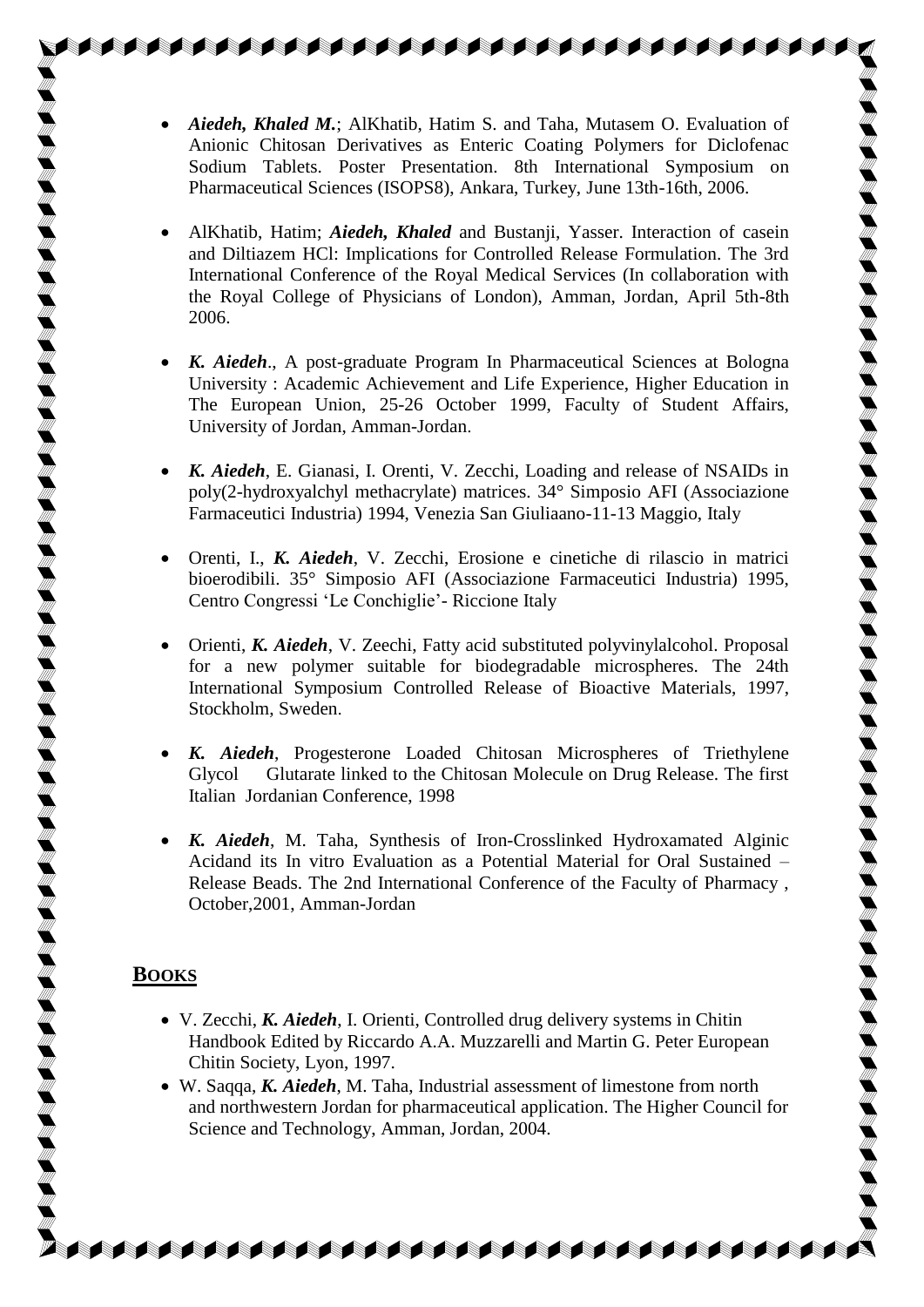- ***Aiedeh, Khaled M.***; AlKhatib, Hatim S. and Taha, Mutasem O. Evaluation of Anionic Chitosan Derivatives as Enteric Coating Polymers for Diclofenac Sodium Tablets. Poster Presentation. 8th International Symposium on Pharmaceutical Sciences (ISOPS8), Ankara, Turkey, June 13th-16th, 2006.

- AlKhatib, Hatim; ***Aiedeh, Khaled*** and Bustanji, Yasser. Interaction of casein and Diltiazem HCl: Implications for Controlled Release Formulation. The 3rd International Conference of the Royal Medical Services (In collaboration with the Royal College of Physicians of London), Amman, Jordan, April 5th-8th 2006.

- ***K. Aiedeh***., A post-graduate Program In Pharmaceutical Sciences at Bologna University : Academic Achievement and Life Experience, Higher Education in The European Union, 25-26 October 1999, Faculty of Student Affairs, University of Jordan, Amman-Jordan.

- ***K. Aiedeh***, E. Gianasi, I. Orenti, V. Zecchi, Loading and release of NSAIDs in poly(2-hydroxyalchyl methacrylate) matrices. 34° Simposio AFI (Associazione Farmaceutici Industria) 1994, Venezia San Giuliaano-11-13 Maggio, Italy

- Orenti, I., ***K. Aiedeh***, V. Zecchi, Erosione e cinetiche di rilascio in matrici bioerodibili. 35° Simposio AFI (Associazione Farmaceutici Industria) 1995, Centro Congressi 'Le Conchiglie'- Riccione Italy

- Orienti, ***K. Aiedeh***, V. Zeechi, Fatty acid substituted polyvinylalcohol. Proposal for a new polymer suitable for biodegradable microspheres. The 24th International Symposium Controlled Release of Bioactive Materials, 1997, Stockholm, Sweden.

- ***K. Aiedeh***, Progesterone Loaded Chitosan Microspheres of Triethylene Glycol Glutarate linked to the Chitosan Molecule on Drug Release. The first Italian Jordanian Conference, 1998

- ***K. Aiedeh***, M. Taha, Synthesis of Iron-Crosslinked Hydroxamated Alginic Acidand its In vitro Evaluation as a Potential Material for Oral Sustained – Release Beads. The 2nd International Conference of the Faculty of Pharmacy , October,2001, Amman-Jordan

## Books

- V. Zecchi, ***K. Aiedeh***, I. Orienti, Controlled drug delivery systems in Chitin Handbook Edited by Riccardo A.A. Muzzarelli and Martin G. Peter European Chitin Society, Lyon, 1997.
- W. Saqqa, ***K. Aiedeh***, M. Taha, Industrial assessment of limestone from north and northwestern Jordan for pharmaceutical application. The Higher Council for Science and Technology, Amman, Jordan, 2004.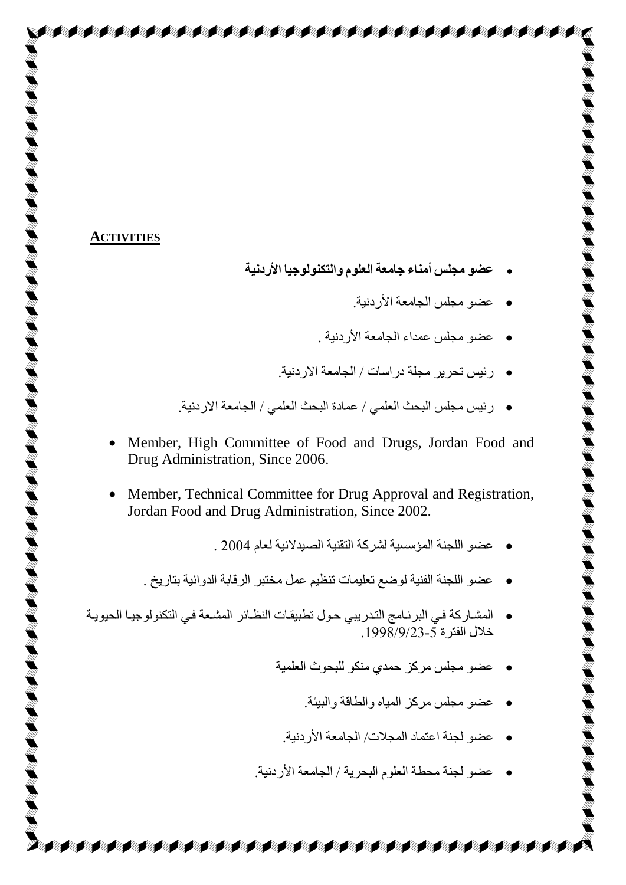## ACTIVITIES

- **عضو مجلس أمناء جامعة العلوم والتكنولوجيا الأردنية**
- عضو مجلس الجامعة الأردنية.
- عضو مجلس عمداء الجامعة الأردنية .
- رئيس تحرير مجلة دراسات / الجامعة الاردنية.
- رئيس مجلس البحث العلمي / عمادة البحث العلمي / الجامعة الاردنية.
- Member, High Committee of Food and Drugs, Jordan Food and Drug Administration, Since 2006.
- Member, Technical Committee for Drug Approval and Registration, Jordan Food and Drug Administration, Since 2002.
- عضو اللجنة المؤسسية لشركة التقنية الصيدلانية لعام 2004 .
- عضو اللجنة الفنية لوضع تعليمات تنظيم عمل مختبر الرقابة الدوائية بتاريخ .
- المشاركة في البرنامج التدريبي حول تطبيقات النظائر المشعة في التكنولوجيا الحيوية خلال الفترة 5-1998/9/23.
- عضو مجلس مركز حمدي منكو للبحوث العلمية
- عضو مجلس مركز المياه والطاقة والبيئة.
- عضو لجنة اعتماد المجلات/ الجامعة الأردنية.
- عضو لجنة محطة العلوم البحرية / الجامعة الأردنية.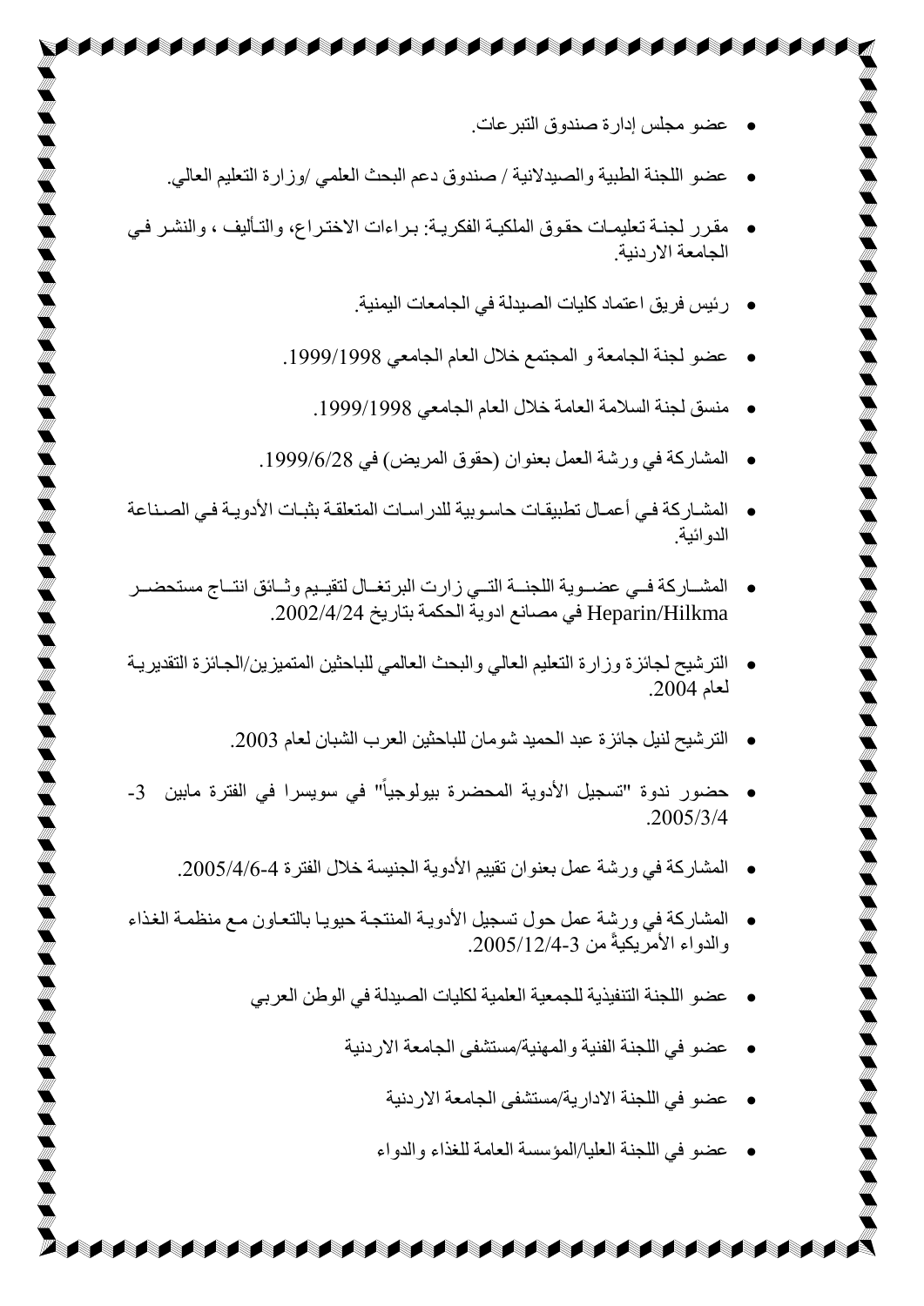- عضو مجلس إدارة صندوق التبرعات.
- عضو اللجنة الطبية والصيدلانية / صندوق دعم البحث العلمي /وزارة التعليم العالي.
- مقرر لجنة تعليمات حقوق الملكية الفكرية: براءات الاختراع، والتأليف ، والنشر في الجامعة الاردنية.
- رئيس فريق اعتماد كليات الصيدلة في الجامعات اليمنية.
- عضو لجنة الجامعة و المجتمع خلال العام الجامعي 1999/1998.
- منسق لجنة السلامة العامة خلال العام الجامعي 1999/1998.
- المشاركة في ورشة العمل بعنوان (حقوق المريض) في 1999/6/28.
- المشاركة في أعمال تطبيقات حاسوبية للدراسات المتعلقة بثبات الأدوية في الصناعة الدوائية.
- المشاركة في عضوية اللجنة التي زارت البرتغال لتقييم وثائق انتاج مستحضر Heparin/Hilkma في مصانع ادوية الحكمة بتاريخ 2002/4/24.
- الترشيح لجائزة وزارة التعليم العالي والبحث العالمي للباحثين المتميزين/الجائزة التقديرية لعام 2004.
- الترشيح لنيل جائزة عبد الحميد شومان للباحثين العرب الشبان لعام 2003.
- حضور ندوة "تسجيل الأدوية المحضرة بيولوجياً" في سويسرا في الفترة مابين 3-2005/3/4.
- المشاركة في ورشة عمل بعنوان تقييم الأدوية الجنيسة خلال الفترة 4-2005/4/6.
- المشاركة في ورشة عمل حول تسجيل الأدوية المنتجة حيويا بالتعاون مع منظمة الغذاء والدواء الأمريكيةً من 3-2005/12/4.
- عضو اللجنة التنفيذية للجمعية العلمية لكليات الصيدلة في الوطن العربي
- عضو في اللجنة الفنية والمهنية/مستشفى الجامعة الاردنية
- عضو في اللجنة الادارية/مستشفى الجامعة الاردنية
- عضو في اللجنة العليا/المؤسسة العامة للغذاء والدواء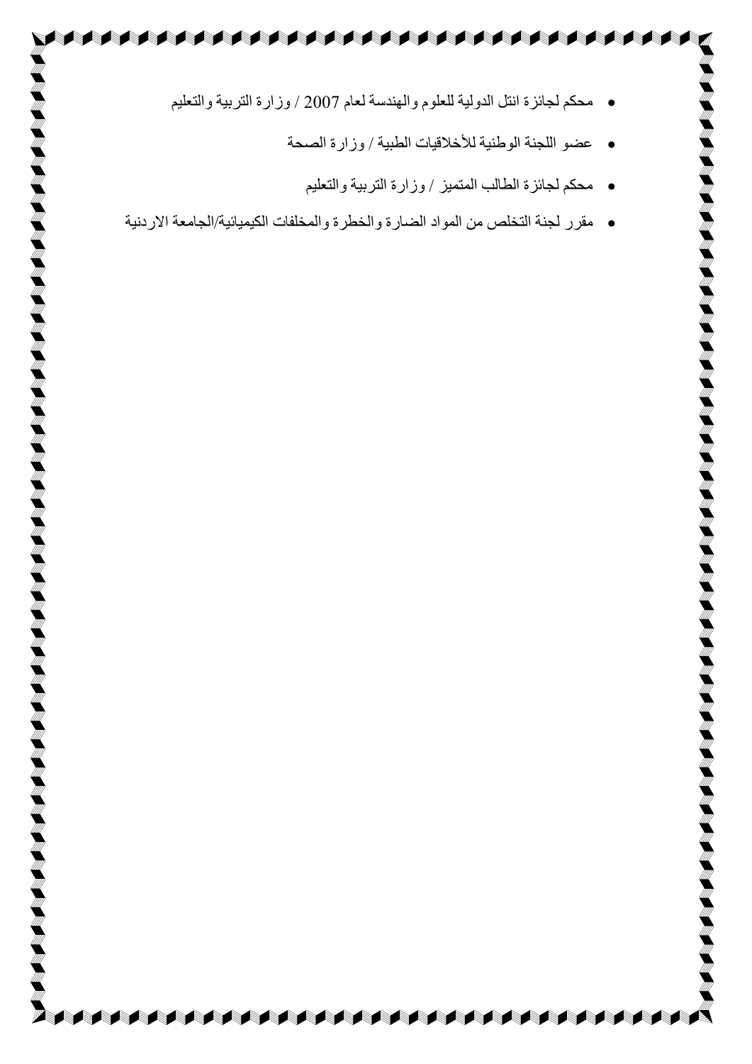- محكم لجائزة انتل الدولية للعلوم والهندسة لعام 2007 / وزارة التربية والتعليم
- عضو اللجنة الوطنية للأخلاقيات الطبية / وزارة الصحة
- محكم لجائزة الطالب المتميز / وزارة التربية والتعليم
- مقرر لجنة التخلص من المواد الضارة والخطرة والمخلفات الكيميائية/الجامعة الاردنية